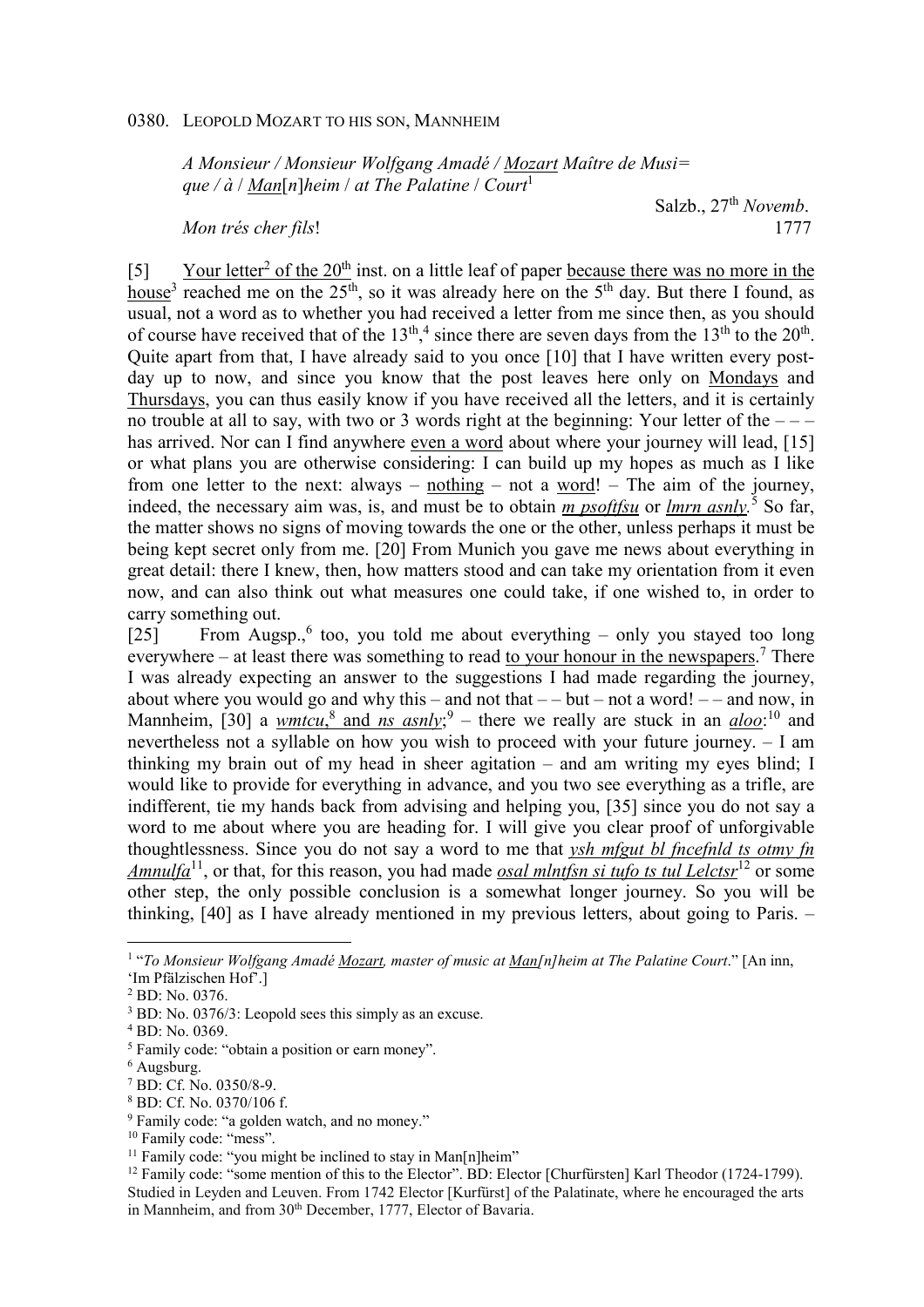0380. LEOPOLD MOZART TO HIS SON, MANNHEIM

*A Monsieur / Monsieur Wolfgang Amadé / Mozart Maître de Musi= que / à / Man*[*n*]*heim / at The Palatine / Court*[1]

Salzb., 27th *Novemb.* 1777

*Mon trés cher fils*!

[5] Your letter[2] of the 20th inst. on a little leaf of paper because there was no more in the house[3] reached me on the 25th, so it was already here on the 5th day. But there I found, as usual, not a word as to whether you had received a letter from me since then, as you should of course have received that of the 13th,[4] since there are seven days from the 13th to the 20th. Quite apart from that, I have already said to you once [10] that I have written every post-day up to now, and since you know that the post leaves here only on Mondays and Thursdays, you can thus easily know if you have received all the letters, and it is certainly no trouble at all to say, with two or 3 words right at the beginning: Your letter of the – – – has arrived. Nor can I find anywhere even a word about where your journey will lead, [15] or what plans you are otherwise considering: I can build up my hopes as much as I like from one letter to the next: always – nothing – not a word! – The aim of the journey, indeed, the necessary aim was, is, and must be to obtain *m psoftfsu* or *lmrn asnly*.[5] So far, the matter shows no signs of moving towards the one or the other, unless perhaps it must be being kept secret only from me. [20] From Munich you gave me news about everything in great detail: there I knew, then, how matters stood and can take my orientation from it even now, and can also think out what measures one could take, if one wished to, in order to carry something out.

[25] From Augsp.,[6] too, you told me about everything – only you stayed too long everywhere – at least there was something to read to your honour in the newspapers.[7] There I was already expecting an answer to the suggestions I had made regarding the journey, about where you would go and why this – and not that – – but – not a word! – – and now, in Mannheim, [30] a *wmtcu*,[8] and *ns asnly*;[9] – there we really are stuck in an *aloo*:[10] and nevertheless not a syllable on how you wish to proceed with your future journey. – I am thinking my brain out of my head in sheer agitation – and am writing my eyes blind; I would like to provide for everything in advance, and you two see everything as a trifle, are indifferent, tie my hands back from advising and helping you, [35] since you do not say a word to me about where you are heading for. I will give you clear proof of unforgivable thoughtlessness. Since you do not say a word to me that *ysh mfgut bl fncefnld ts otmy fn Amnulfa*[11], or that, for this reason, you had made *osal mlntfsn si tufo ts tul Lelctsr*[12] or some other step, the only possible conclusion is a somewhat longer journey. So you will be thinking, [40] as I have already mentioned in my previous letters, about going to Paris. –

---

[1] "*To Monsieur Wolfgang Amadé Mozart, master of music at Man[n]heim at The Palatine Court*." [An inn, 'Im Pfälzischen Hof'.]

[2] BD: No. 0376.

[3] BD: No. 0376/3: Leopold sees this simply as an excuse.

[4] BD: No. 0369.

[5] Family code: "obtain a position or earn money".

[6] Augsburg.

[7] BD: Cf. No. 0350/8-9.

[8] BD: Cf. No. 0370/106 f.

[9] Family code: "a golden watch, and no money."

[10] Family code: "mess".

[11] Family code: "you might be inclined to stay in Man[n]heim"

[12] Family code: "some mention of this to the Elector". BD: Elector [Churfürsten] Karl Theodor (1724-1799). Studied in Leyden and Leuven. From 1742 Elector [Kurfürst] of the Palatinate, where he encouraged the arts in Mannheim, and from 30th December, 1777, Elector of Bavaria.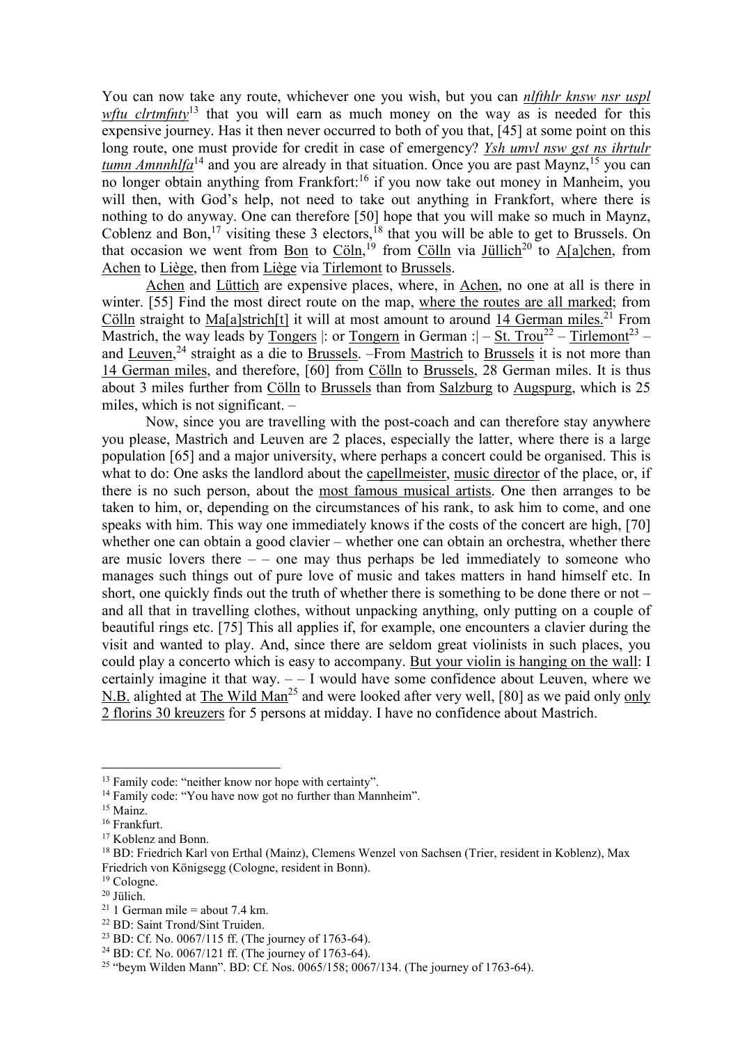You can now take any route, whichever one you wish, but you can *nlfthlr knsw nsr uspl wftu clrtmfnty*[13] that you will earn as much money on the way as is needed for this expensive journey. Has it then never occurred to both of you that, [45] at some point on this long route, one must provide for credit in case of emergency? *Ysh umvl nsw gst ns ihrtulr tumn Amnnhlfa*[14] and you are already in that situation. Once you are past Maynz,[15] you can no longer obtain anything from Frankfort:[16] if you now take out money in Manheim, you will then, with God's help, not need to take out anything in Frankfort, where there is nothing to do anyway. One can therefore [50] hope that you will make so much in Maynz, Coblenz and Bon,[17] visiting these 3 electors,[18] that you will be able to get to Brussels. On that occasion we went from Bon to Cöln,[19] from Cölln via Jüllich[20] to A[a]chen, from Achen to Liège, then from Liège via Tirlemont to Brussels.

Achen and Lüttich are expensive places, where, in Achen, no one at all is there in winter. [55] Find the most direct route on the map, where the routes are all marked; from Cölln straight to Ma[a]strich[t] it will at most amount to around 14 German miles.[21] From Mastrich, the way leads by Tongers |: or Tongern in German :| – St. Trou[22] – Tirlemont[23] – and Leuven,[24] straight as a die to Brussels. –From Mastrich to Brussels it is not more than 14 German miles, and therefore, [60] from Cölln to Brussels, 28 German miles. It is thus about 3 miles further from Cölln to Brussels than from Salzburg to Augspurg, which is 25 miles, which is not significant. –

Now, since you are travelling with the post-coach and can therefore stay anywhere you please, Mastrich and Leuven are 2 places, especially the latter, where there is a large population [65] and a major university, where perhaps a concert could be organised. This is what to do: One asks the landlord about the capellmeister, music director of the place, or, if there is no such person, about the most famous musical artists. One then arranges to be taken to him, or, depending on the circumstances of his rank, to ask him to come, and one speaks with him. This way one immediately knows if the costs of the concert are high, [70] whether one can obtain a good clavier – whether one can obtain an orchestra, whether there are music lovers there – – one may thus perhaps be led immediately to someone who manages such things out of pure love of music and takes matters in hand himself etc. In short, one quickly finds out the truth of whether there is something to be done there or not – and all that in travelling clothes, without unpacking anything, only putting on a couple of beautiful rings etc. [75] This all applies if, for example, one encounters a clavier during the visit and wanted to play. And, since there are seldom great violinists in such places, you could play a concerto which is easy to accompany. But your violin is hanging on the wall: I certainly imagine it that way. – – I would have some confidence about Leuven, where we N.B. alighted at The Wild Man[25] and were looked after very well, [80] as we paid only only 2 florins 30 kreuzers for 5 persons at midday. I have no confidence about Mastrich.

---

[13] Family code: "neither know nor hope with certainty".
[14] Family code: "You have now got no further than Mannheim".
[15] Mainz.
[16] Frankfurt.
[17] Koblenz and Bonn.
[18] BD: Friedrich Karl von Erthal (Mainz), Clemens Wenzel von Sachsen (Trier, resident in Koblenz), Max Friedrich von Königsegg (Cologne, resident in Bonn).
[19] Cologne.
[20] Jülich.
[21] 1 German mile = about 7.4 km.
[22] BD: Saint Trond/Sint Truiden.
[23] BD: Cf. No. 0067/115 ff. (The journey of 1763-64).
[24] BD: Cf. No. 0067/121 ff. (The journey of 1763-64).
[25] "beym Wilden Mann". BD: Cf. Nos. 0065/158; 0067/134. (The journey of 1763-64).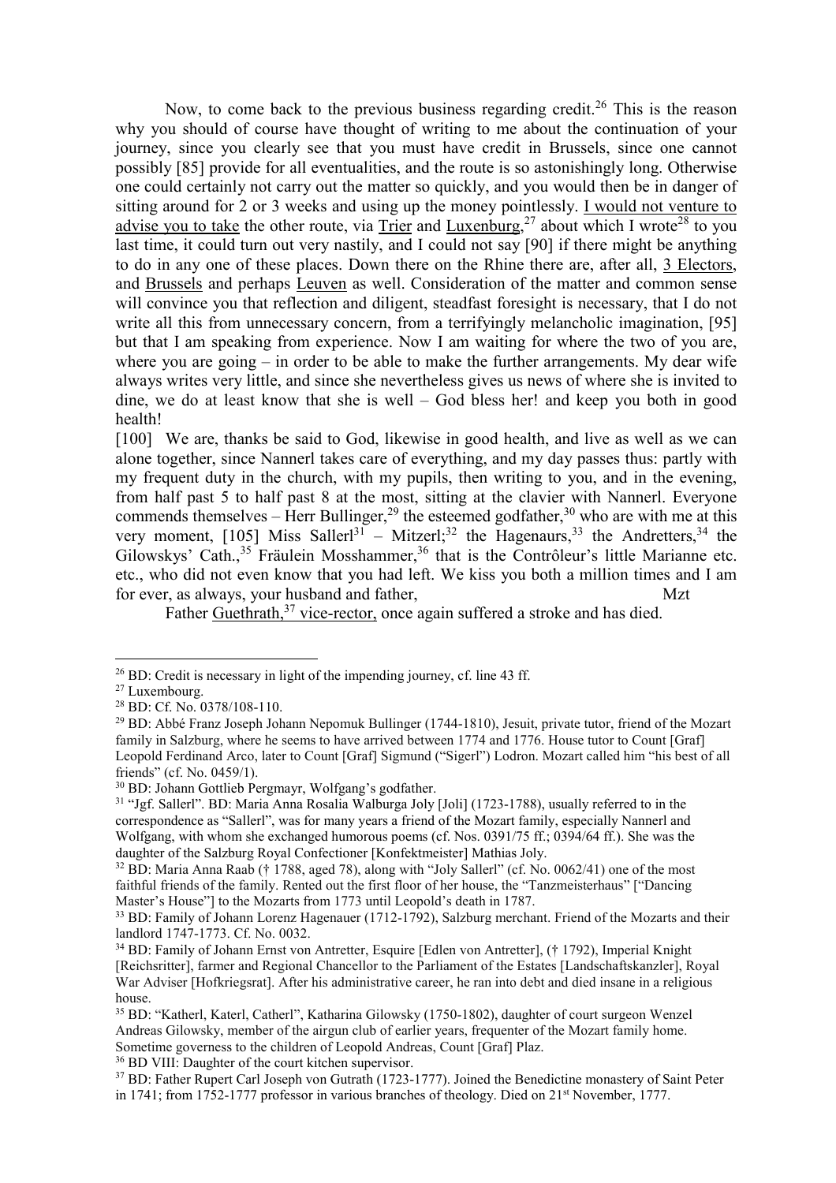Now, to come back to the previous business regarding credit.[26] This is the reason why you should of course have thought of writing to me about the continuation of your journey, since you clearly see that you must have credit in Brussels, since one cannot possibly [85] provide for all eventualities, and the route is so astonishingly long. Otherwise one could certainly not carry out the matter so quickly, and you would then be in danger of sitting around for 2 or 3 weeks and using up the money pointlessly. I would not venture to advise you to take the other route, via Trier and Luxenburg,[27] about which I wrote[28] to you last time, it could turn out very nastily, and I could not say [90] if there might be anything to do in any one of these places. Down there on the Rhine there are, after all, 3 Electors, and Brussels and perhaps Leuven as well. Consideration of the matter and common sense will convince you that reflection and diligent, steadfast foresight is necessary, that I do not write all this from unnecessary concern, from a terrifyingly melancholic imagination, [95] but that I am speaking from experience. Now I am waiting for where the two of you are, where you are going – in order to be able to make the further arrangements. My dear wife always writes very little, and since she nevertheless gives us news of where she is invited to dine, we do at least know that she is well – God bless her! and keep you both in good health!

[100] We are, thanks be said to God, likewise in good health, and live as well as we can alone together, since Nannerl takes care of everything, and my day passes thus: partly with my frequent duty in the church, with my pupils, then writing to you, and in the evening, from half past 5 to half past 8 at the most, sitting at the clavier with Nannerl. Everyone commends themselves – Herr Bullinger,[29] the esteemed godfather,[30] who are with me at this very moment, [105] Miss Sallerl[31] – Mitzerl;[32] the Hagenaurs,[33] the Andretters,[34] the Gilowskys' Cath.,[35] Fräulein Mosshammer,[36] that is the Contrôleur's little Marianne etc. etc., who did not even know that you had left. We kiss you both a million times and I am for ever, as always, your husband and father, Mzt

Father Guethrath,[37] vice-rector, once again suffered a stroke and has died.

---

[26] BD: Credit is necessary in light of the impending journey, cf. line 43 ff.

[27] Luxembourg.

[28] BD: Cf. No. 0378/108-110.

[29] BD: Abbé Franz Joseph Johann Nepomuk Bullinger (1744-1810), Jesuit, private tutor, friend of the Mozart family in Salzburg, where he seems to have arrived between 1774 and 1776. House tutor to Count [Graf] Leopold Ferdinand Arco, later to Count [Graf] Sigmund ("Sigerl") Lodron. Mozart called him "his best of all friends" (cf. No. 0459/1).

[30] BD: Johann Gottlieb Pergmayr, Wolfgang's godfather.

[31] "Jgf. Sallerl". BD: Maria Anna Rosalia Walburga Joly [Joli] (1723-1788), usually referred to in the correspondence as "Sallerl", was for many years a friend of the Mozart family, especially Nannerl and Wolfgang, with whom she exchanged humorous poems (cf. Nos. 0391/75 ff.; 0394/64 ff.). She was the daughter of the Salzburg Royal Confectioner [Konfektmeister] Mathias Joly.

[32] BD: Maria Anna Raab († 1788, aged 78), along with "Joly Sallerl" (cf. No. 0062/41) one of the most faithful friends of the family. Rented out the first floor of her house, the "Tanzmeisterhaus" ["Dancing Master's House"] to the Mozarts from 1773 until Leopold's death in 1787.

[33] BD: Family of Johann Lorenz Hagenauer (1712-1792), Salzburg merchant. Friend of the Mozarts and their landlord 1747-1773. Cf. No. 0032.

[34] BD: Family of Johann Ernst von Antretter, Esquire [Edlen von Antretter], († 1792), Imperial Knight [Reichsritter], farmer and Regional Chancellor to the Parliament of the Estates [Landschaftskanzler], Royal War Adviser [Hofkriegsrat]. After his administrative career, he ran into debt and died insane in a religious house.

[35] BD: "Katherl, Katerl, Catherl", Katharina Gilowsky (1750-1802), daughter of court surgeon Wenzel Andreas Gilowsky, member of the airgun club of earlier years, frequenter of the Mozart family home. Sometime governess to the children of Leopold Andreas, Count [Graf] Plaz.

[36] BD VIII: Daughter of the court kitchen supervisor.

[37] BD: Father Rupert Carl Joseph von Gutrath (1723-1777). Joined the Benedictine monastery of Saint Peter in 1741; from 1752-1777 professor in various branches of theology. Died on 21st November, 1777.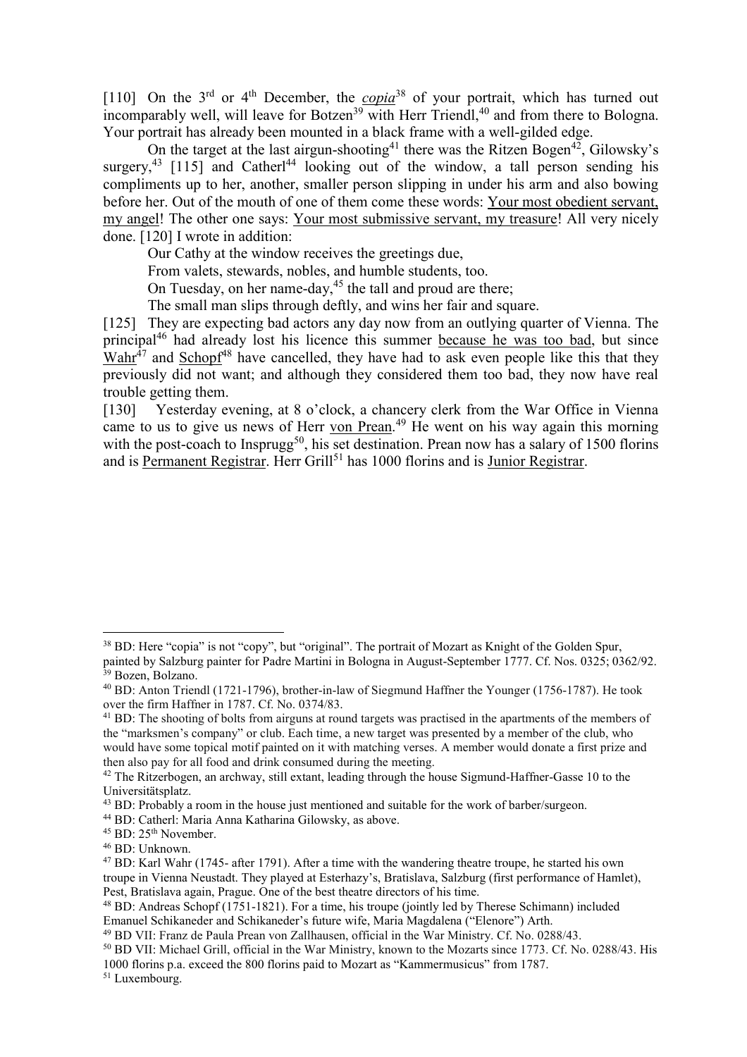[110] On the 3rd or 4th December, the *copia*[38] of your portrait, which has turned out incomparably well, will leave for Botzen[39] with Herr Triendl,[40] and from there to Bologna. Your portrait has already been mounted in a black frame with a well-gilded edge.

On the target at the last airgun-shooting[41] there was the Ritzen Bogen[42], Gilowsky's surgery,[43] [115] and Catherl[44] looking out of the window, a tall person sending his compliments up to her, another, smaller person slipping in under his arm and also bowing before her. Out of the mouth of one of them come these words: Your most obedient servant, my angel! The other one says: Your most submissive servant, my treasure! All very nicely done. [120] I wrote in addition:

Our Cathy at the window receives the greetings due,
From valets, stewards, nobles, and humble students, too.
On Tuesday, on her name-day,[45] the tall and proud are there;
The small man slips through deftly, and wins her fair and square.

[125] They are expecting bad actors any day now from an outlying quarter of Vienna. The principal[46] had already lost his licence this summer because he was too bad, but since Wahr[47] and Schopf[48] have cancelled, they have had to ask even people like this that they previously did not want; and although they considered them too bad, they now have real trouble getting them.

[130] Yesterday evening, at 8 o'clock, a chancery clerk from the War Office in Vienna came to us to give us news of Herr von Prean.[49] He went on his way again this morning with the post-coach to Insprugg[50], his set destination. Prean now has a salary of 1500 florins and is Permanent Registrar. Herr Grill[51] has 1000 florins and is Junior Registrar.

---

[38] BD: Here "copia" is not "copy", but "original". The portrait of Mozart as Knight of the Golden Spur, painted by Salzburg painter for Padre Martini in Bologna in August-September 1777. Cf. Nos. 0325; 0362/92.

[39] Bozen, Bolzano.

[40] BD: Anton Triendl (1721-1796), brother-in-law of Siegmund Haffner the Younger (1756-1787). He took over the firm Haffner in 1787. Cf. No. 0374/83.

[41] BD: The shooting of bolts from airguns at round targets was practised in the apartments of the members of the "marksmen's company" or club. Each time, a new target was presented by a member of the club, who would have some topical motif painted on it with matching verses. A member would donate a first prize and then also pay for all food and drink consumed during the meeting.

[42] The Ritzerbogen, an archway, still extant, leading through the house Sigmund-Haffner-Gasse 10 to the Universitätsplatz.

[43] BD: Probably a room in the house just mentioned and suitable for the work of barber/surgeon.

[44] BD: Catherl: Maria Anna Katharina Gilowsky, as above.

[45] BD: 25th November.

[46] BD: Unknown.

[47] BD: Karl Wahr (1745- after 1791). After a time with the wandering theatre troupe, he started his own troupe in Vienna Neustadt. They played at Esterhazy's, Bratislava, Salzburg (first performance of Hamlet), Pest, Bratislava again, Prague. One of the best theatre directors of his time.

[48] BD: Andreas Schopf (1751-1821). For a time, his troupe (jointly led by Therese Schimann) included Emanuel Schikaneder and Schikaneder's future wife, Maria Magdalena ("Elenore") Arth.

[49] BD VII: Franz de Paula Prean von Zallhausen, official in the War Ministry. Cf. No. 0288/43.

[50] BD VII: Michael Grill, official in the War Ministry, known to the Mozarts since 1773. Cf. No. 0288/43. His 1000 florins p.a. exceed the 800 florins paid to Mozart as "Kammermusicus" from 1787.

[51] Luxembourg.